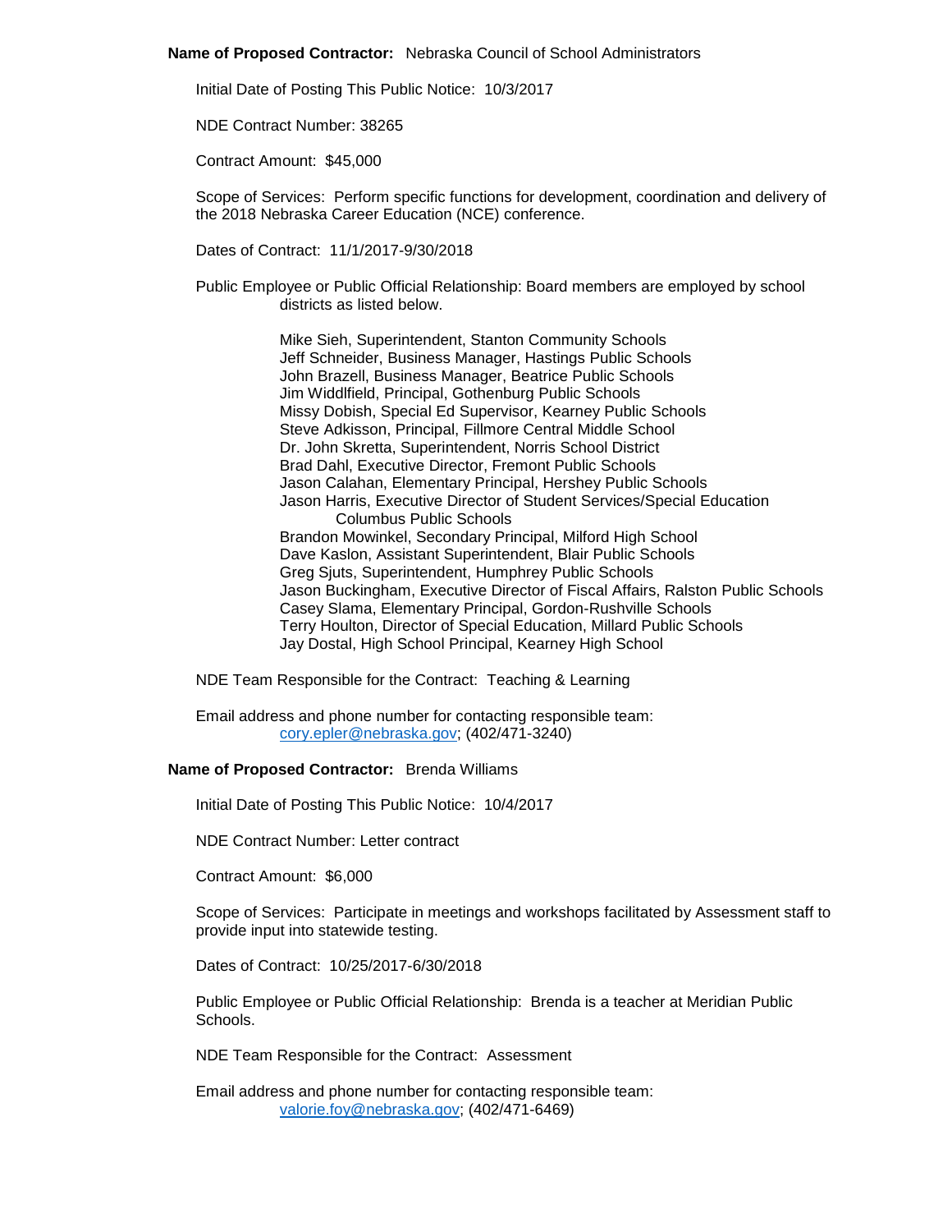**Name of Proposed Contractor:** Nebraska Council of School Administrators

Initial Date of Posting This Public Notice: 10/3/2017

NDE Contract Number: 38265

Contract Amount: $45,000

Scope of Services: Perform specific functions for development, coordination and delivery of the 2018 Nebraska Career Education (NCE) conference.

Dates of Contract: 11/1/2017-9/30/2018

Public Employee or Public Official Relationship: Board members are employed by school districts as listed below.

Mike Sieh, Superintendent, Stanton Community Schools
Jeff Schneider, Business Manager, Hastings Public Schools
John Brazell, Business Manager, Beatrice Public Schools
Jim Widdlfield, Principal, Gothenburg Public Schools
Missy Dobish, Special Ed Supervisor, Kearney Public Schools
Steve Adkisson, Principal, Fillmore Central Middle School
Dr. John Skretta, Superintendent, Norris School District
Brad Dahl, Executive Director, Fremont Public Schools
Jason Calahan, Elementary Principal, Hershey Public Schools
Jason Harris, Executive Director of Student Services/Special Education Columbus Public Schools
Brandon Mowinkel, Secondary Principal, Milford High School
Dave Kaslon, Assistant Superintendent, Blair Public Schools
Greg Sjuts, Superintendent, Humphrey Public Schools
Jason Buckingham, Executive Director of Fiscal Affairs, Ralston Public Schools
Casey Slama, Elementary Principal, Gordon-Rushville Schools
Terry Houlton, Director of Special Education, Millard Public Schools
Jay Dostal, High School Principal, Kearney High School

NDE Team Responsible for the Contract: Teaching & Learning

Email address and phone number for contacting responsible team:
cory.epler@nebraska.gov; (402/471-3240)

**Name of Proposed Contractor:** Brenda Williams

Initial Date of Posting This Public Notice: 10/4/2017

NDE Contract Number: Letter contract

Contract Amount: $6,000

Scope of Services: Participate in meetings and workshops facilitated by Assessment staff to provide input into statewide testing.

Dates of Contract: 10/25/2017-6/30/2018

Public Employee or Public Official Relationship: Brenda is a teacher at Meridian Public Schools.

NDE Team Responsible for the Contract: Assessment

Email address and phone number for contacting responsible team:
valorie.foy@nebraska.gov; (402/471-6469)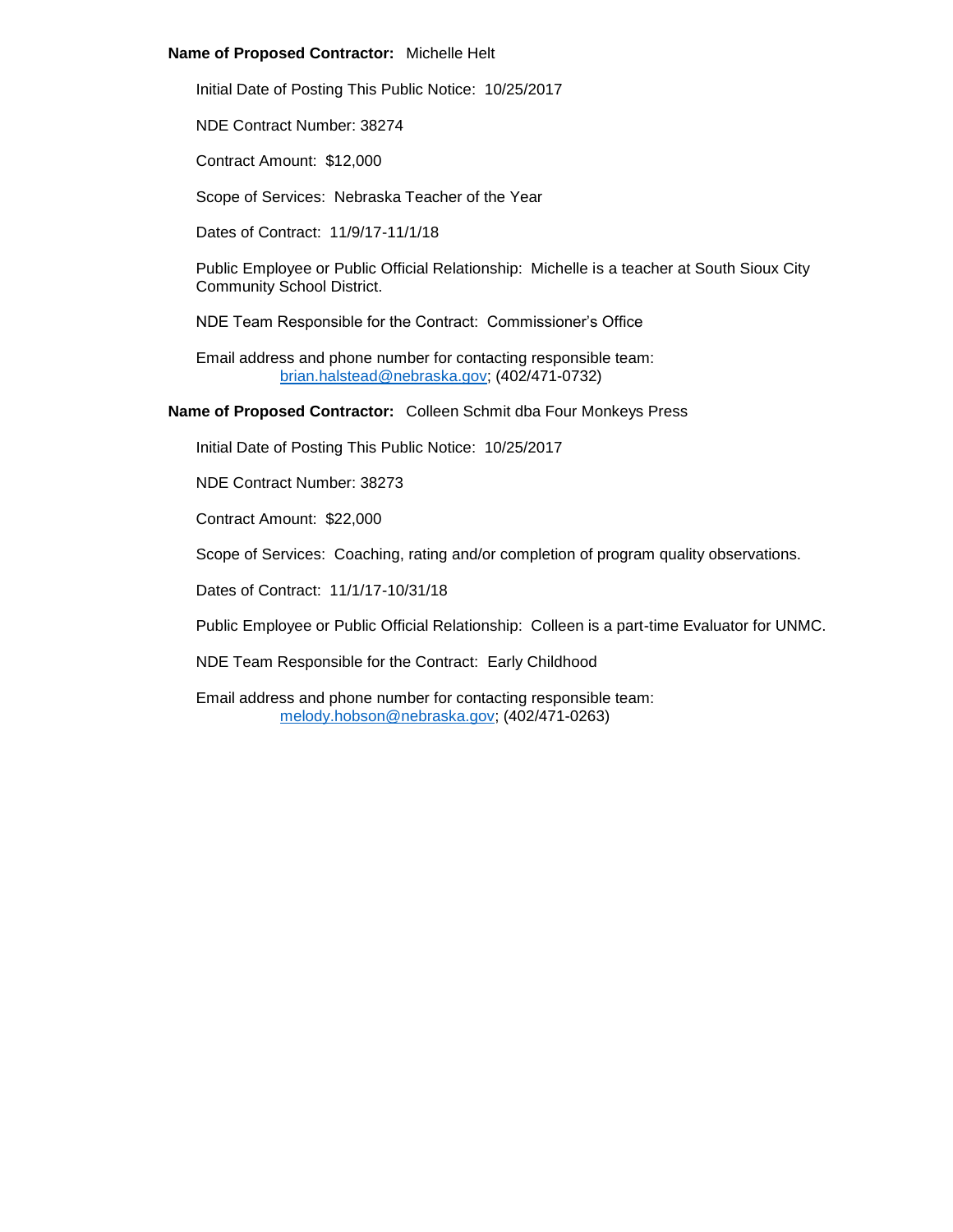**Name of Proposed Contractor:** Michelle Helt

Initial Date of Posting This Public Notice: 10/25/2017

NDE Contract Number: 38274

Contract Amount: $12,000

Scope of Services: Nebraska Teacher of the Year

Dates of Contract: 11/9/17-11/1/18

Public Employee or Public Official Relationship: Michelle is a teacher at South Sioux City Community School District.

NDE Team Responsible for the Contract: Commissioner's Office

Email address and phone number for contacting responsible team:
brian.halstead@nebraska.gov; (402/471-0732)

**Name of Proposed Contractor:** Colleen Schmit dba Four Monkeys Press

Initial Date of Posting This Public Notice: 10/25/2017

NDE Contract Number: 38273

Contract Amount: $22,000

Scope of Services: Coaching, rating and/or completion of program quality observations.

Dates of Contract: 11/1/17-10/31/18

Public Employee or Public Official Relationship: Colleen is a part-time Evaluator for UNMC.

NDE Team Responsible for the Contract: Early Childhood

Email address and phone number for contacting responsible team:
melody.hobson@nebraska.gov; (402/471-0263)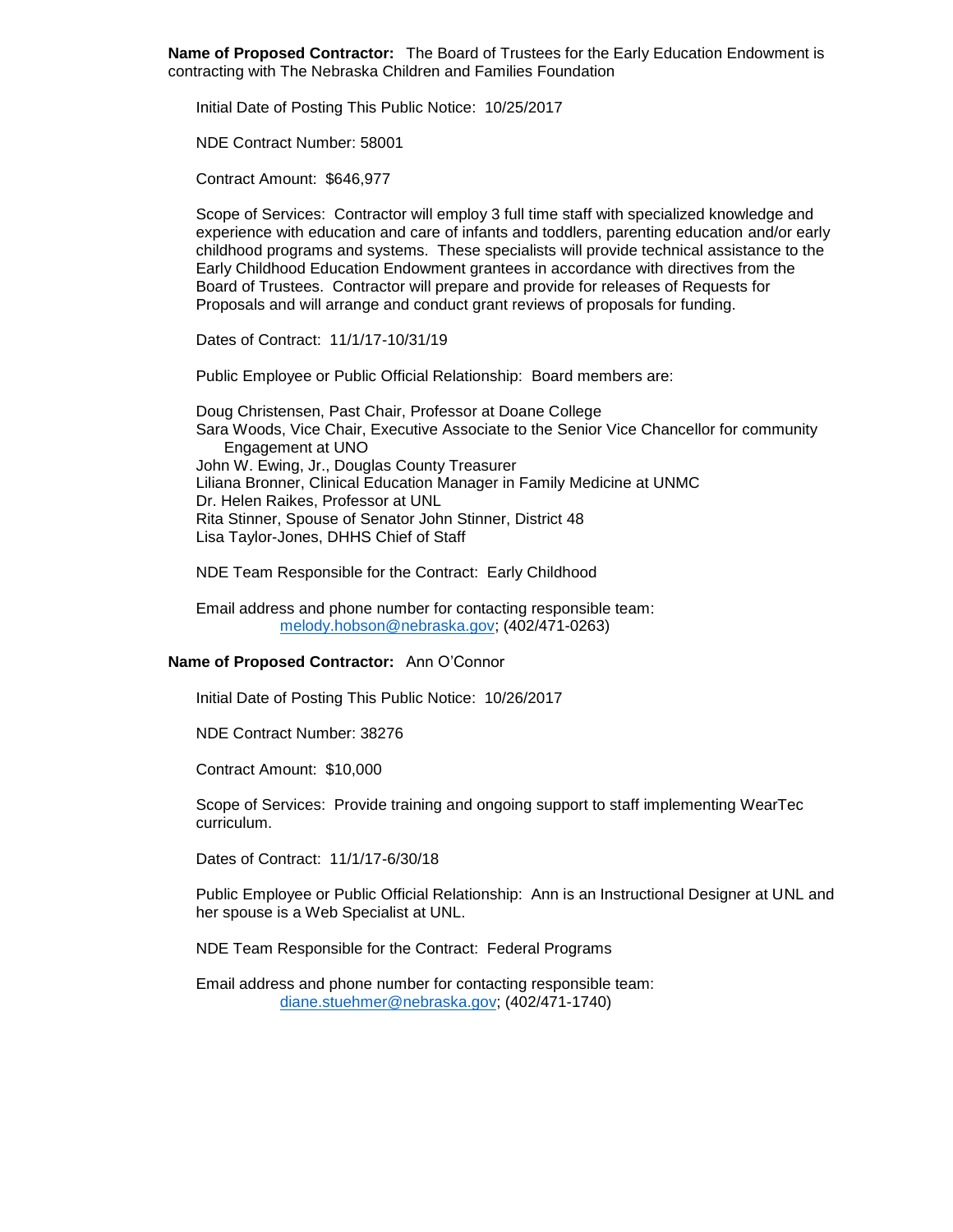**Name of Proposed Contractor:** The Board of Trustees for the Early Education Endowment is contracting with The Nebraska Children and Families Foundation

Initial Date of Posting This Public Notice: 10/25/2017

NDE Contract Number: 58001

Contract Amount: $646,977

Scope of Services: Contractor will employ 3 full time staff with specialized knowledge and experience with education and care of infants and toddlers, parenting education and/or early childhood programs and systems. These specialists will provide technical assistance to the Early Childhood Education Endowment grantees in accordance with directives from the Board of Trustees. Contractor will prepare and provide for releases of Requests for Proposals and will arrange and conduct grant reviews of proposals for funding.

Dates of Contract: 11/1/17-10/31/19

Public Employee or Public Official Relationship: Board members are:

Doug Christensen, Past Chair, Professor at Doane College
Sara Woods, Vice Chair, Executive Associate to the Senior Vice Chancellor for community Engagement at UNO
John W. Ewing, Jr., Douglas County Treasurer
Liliana Bronner, Clinical Education Manager in Family Medicine at UNMC
Dr. Helen Raikes, Professor at UNL
Rita Stinner, Spouse of Senator John Stinner, District 48
Lisa Taylor-Jones, DHHS Chief of Staff

NDE Team Responsible for the Contract: Early Childhood

Email address and phone number for contacting responsible team:
melody.hobson@nebraska.gov; (402/471-0263)

**Name of Proposed Contractor:** Ann O'Connor

Initial Date of Posting This Public Notice: 10/26/2017

NDE Contract Number: 38276

Contract Amount: $10,000

Scope of Services: Provide training and ongoing support to staff implementing WearTec curriculum.

Dates of Contract: 11/1/17-6/30/18

Public Employee or Public Official Relationship: Ann is an Instructional Designer at UNL and her spouse is a Web Specialist at UNL.

NDE Team Responsible for the Contract: Federal Programs

Email address and phone number for contacting responsible team:
diane.stuehmer@nebraska.gov; (402/471-1740)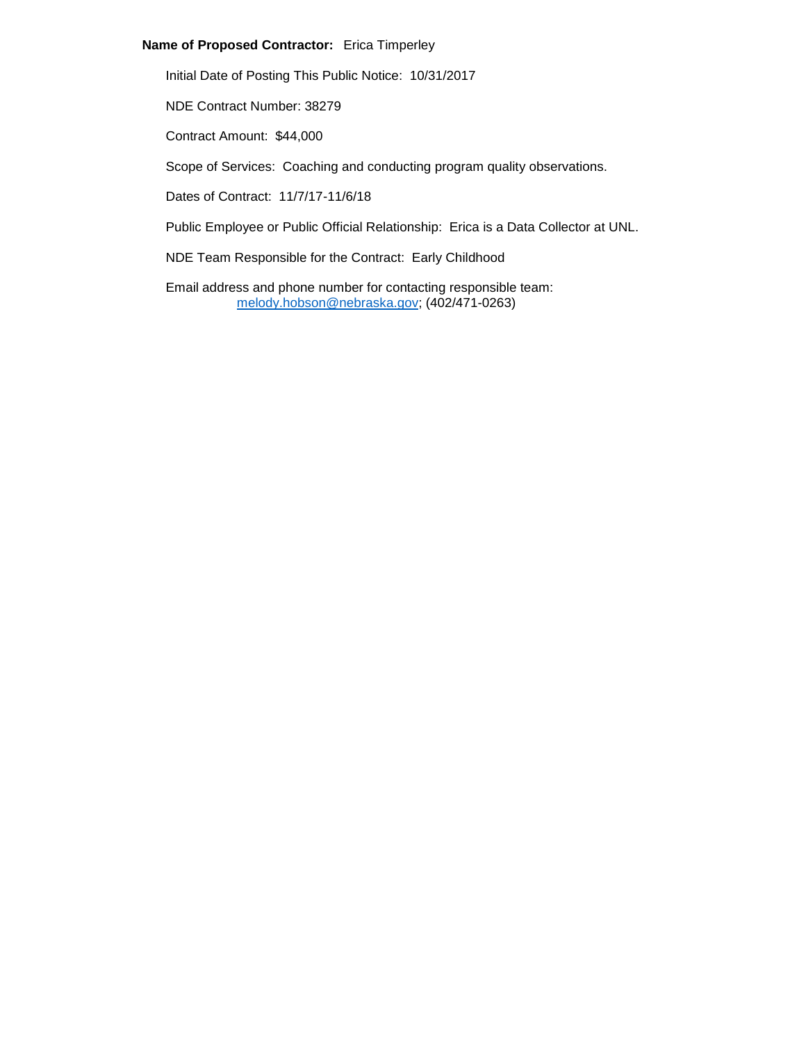**Name of Proposed Contractor:** Erica Timperley

Initial Date of Posting This Public Notice: 10/31/2017

NDE Contract Number: 38279

Contract Amount: $44,000

Scope of Services: Coaching and conducting program quality observations.

Dates of Contract: 11/7/17-11/6/18

Public Employee or Public Official Relationship: Erica is a Data Collector at UNL.

NDE Team Responsible for the Contract: Early Childhood

Email address and phone number for contacting responsible team:
melody.hobson@nebraska.gov; (402/471-0263)